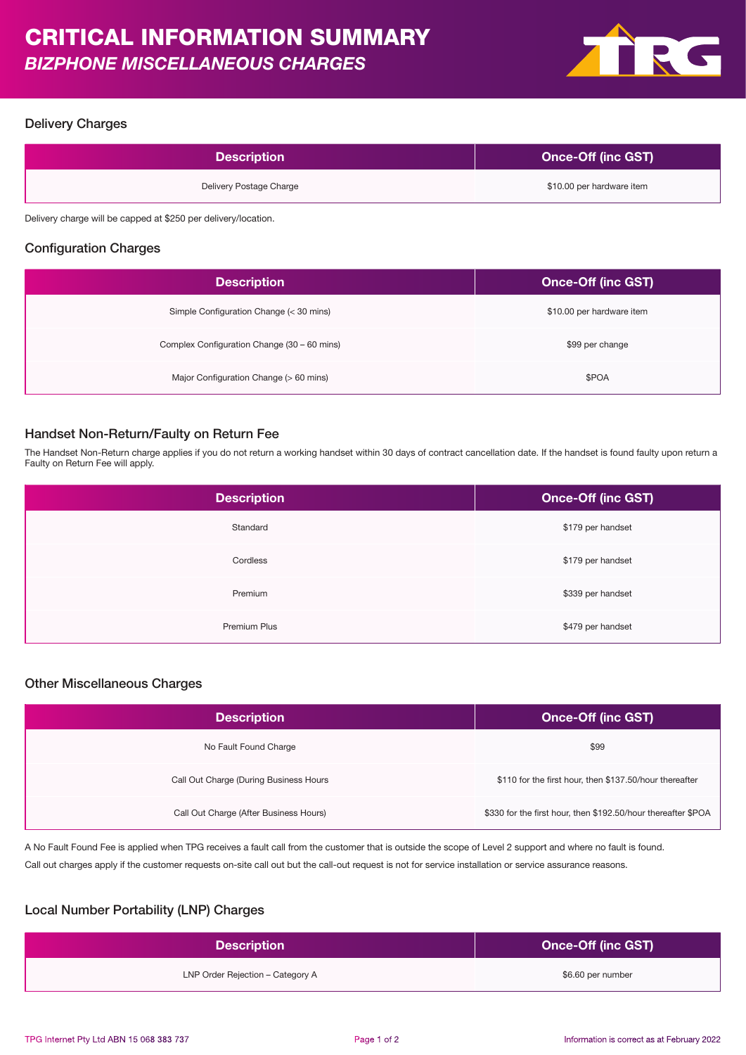# CRITICAL INFORMATION SUMMARY

## *BIZPHONE MISCELLANEOUS CHARGES*

### Delivery Charges

| Description | Once-Off (inc GST) |
|---|---|
| Delivery Postage Charge | $10.00 per hardware item |

Delivery charge will be capped at $250 per delivery/location.

### Configuration Charges

| Description | Once-Off (inc GST) |
|---|---|
| Simple Configuration Change (< 30 mins) | $10.00 per hardware item |
| Complex Configuration Change (30 – 60 mins) | $99 per change |
| Major Configuration Change (> 60 mins) | $POA |

### Handset Non-Return/Faulty on Return Fee

The Handset Non-Return charge applies if you do not return a working handset within 30 days of contract cancellation date. If the handset is found faulty upon return a Faulty on Return Fee will apply.

| Description | Once-Off (inc GST) |
|---|---|
| Standard | $179 per handset |
| Cordless | $179 per handset |
| Premium | $339 per handset |
| Premium Plus | $479 per handset |

### Other Miscellaneous Charges

| Description | Once-Off (inc GST) |
|---|---|
| No Fault Found Charge | $99 |
| Call Out Charge (During Business Hours | $110 for the first hour, then $137.50/hour thereafter |
| Call Out Charge (After Business Hours) | $330 for the first hour, then $192.50/hour thereafter $POA |

A No Fault Found Fee is applied when TPG receives a fault call from the customer that is outside the scope of Level 2 support and where no fault is found.

Call out charges apply if the customer requests on-site call out but the call-out request is not for service installation or service assurance reasons.

### Local Number Portability (LNP) Charges

| Description | Once-Off (inc GST) |
|---|---|
| LNP Order Rejection – Category A | $6.60 per number |

TPG Internet Pty Ltd ABN 15 068 383 737

Information is correct as at February 2022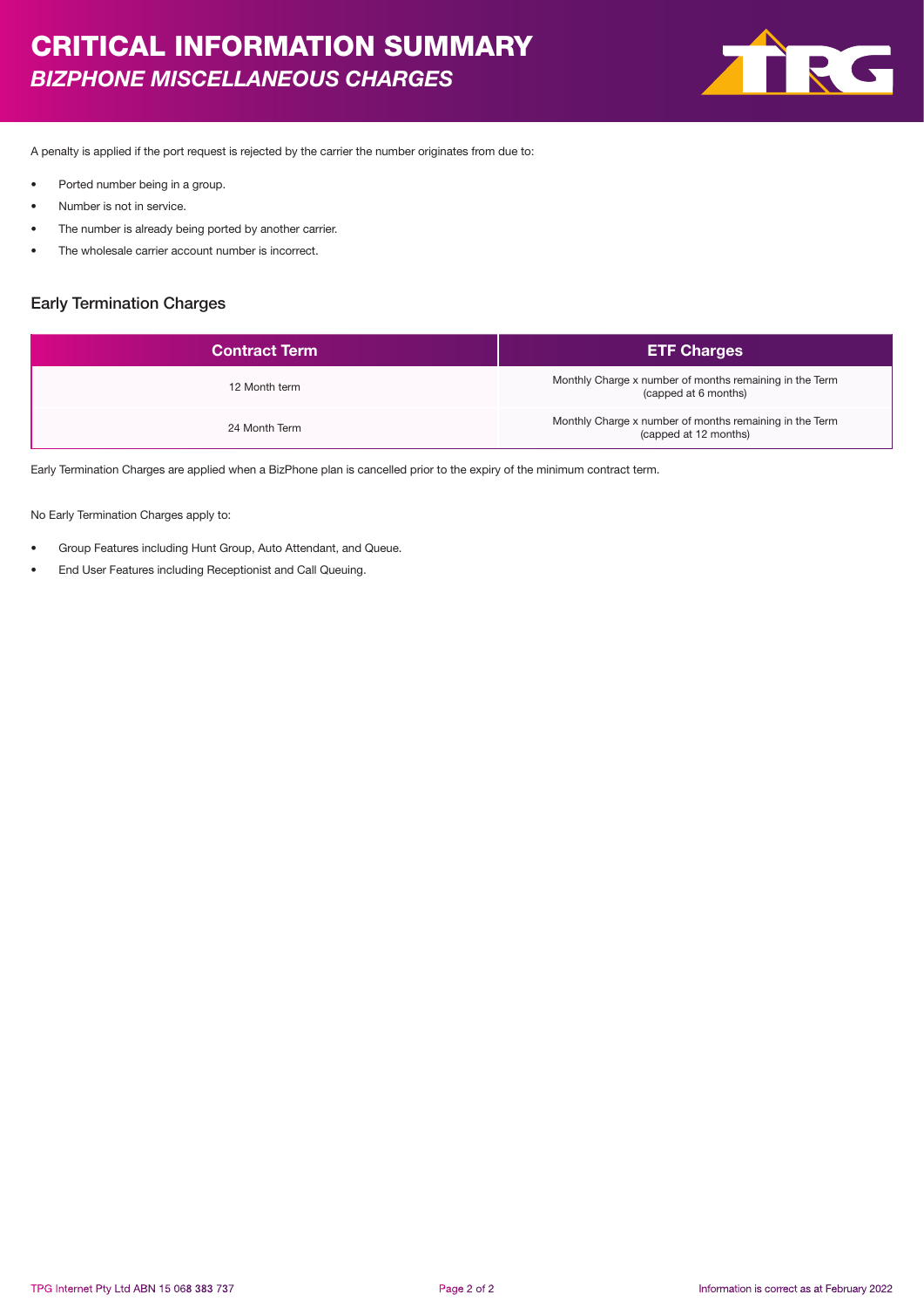# CRITICAL INFORMATION SUMMARY
## *BIZPHONE MISCELLANEOUS CHARGES*

A penalty is applied if the port request is rejected by the carrier the number originates from due to:

- Ported number being in a group.
- Number is not in service.
- The number is already being ported by another carrier.
- The wholesale carrier account number is incorrect.

### Early Termination Charges

| Contract Term | ETF Charges |
|---|---|
| 12 Month term | Monthly Charge x number of months remaining in the Term (capped at 6 months) |
| 24 Month Term | Monthly Charge x number of months remaining in the Term (capped at 12 months) |

Early Termination Charges are applied when a BizPhone plan is cancelled prior to the expiry of the minimum contract term.

No Early Termination Charges apply to:

- Group Features including Hunt Group, Auto Attendant, and Queue.
- End User Features including Receptionist and Call Queuing.

TPG Internet Pty Ltd ABN 15 068 383 737

Information is correct as at February 2022